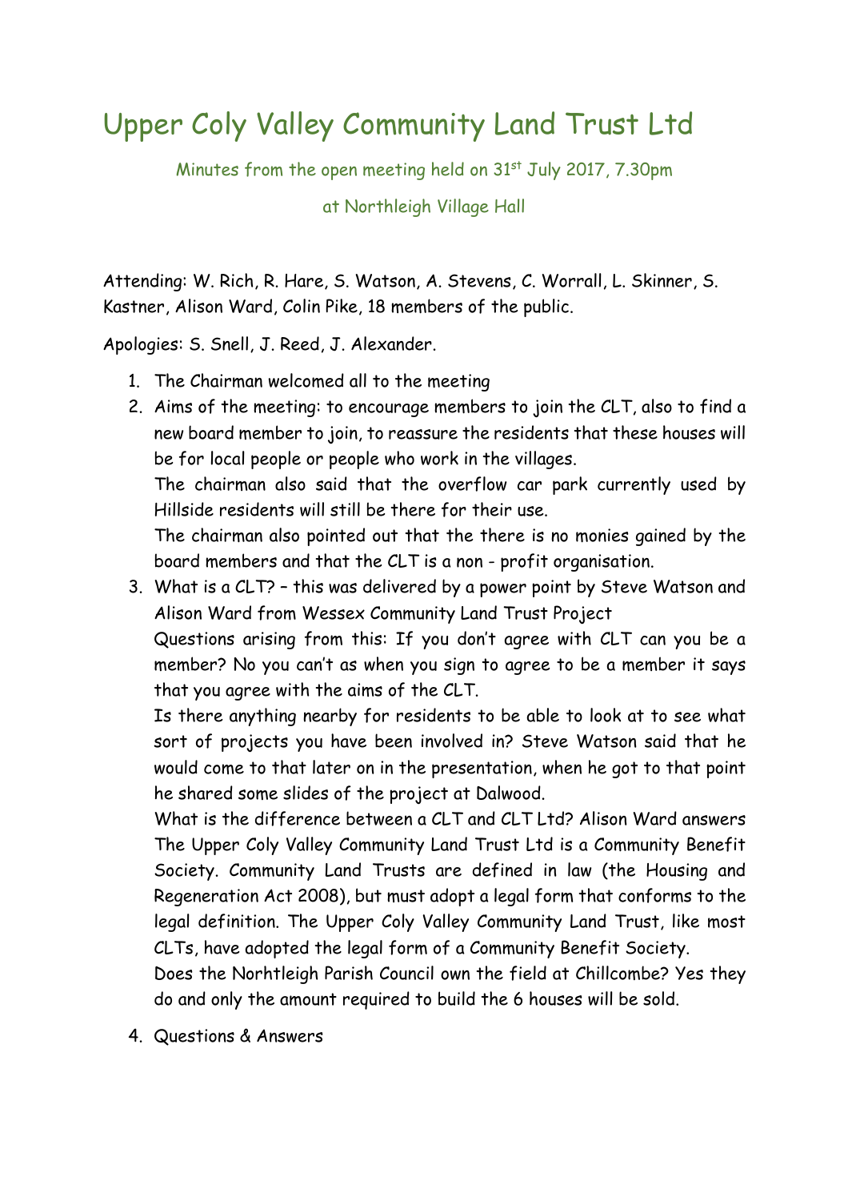# Upper Coly Valley Community Land Trust Ltd

Minutes from the open meeting held on 31st July 2017, 7.30pm

at Northleigh Village Hall

Attending: W. Rich, R. Hare, S. Watson, A. Stevens, C. Worrall, L. Skinner, S. Kastner, Alison Ward, Colin Pike, 18 members of the public.

Apologies: S. Snell, J. Reed, J. Alexander.

1. The Chairman welcomed all to the meeting
2. Aims of the meeting: to encourage members to join the CLT, also to find a new board member to join, to reassure the residents that these houses will be for local people or people who work in the villages.
   The chairman also said that the overflow car park currently used by Hillside residents will still be there for their use.
   The chairman also pointed out that the there is no monies gained by the board members and that the CLT is a non - profit organisation.
3. What is a CLT? – this was delivered by a power point by Steve Watson and Alison Ward from Wessex Community Land Trust Project
   Questions arising from this: If you don't agree with CLT can you be a member? No you can't as when you sign to agree to be a member it says that you agree with the aims of the CLT.
   Is there anything nearby for residents to be able to look at to see what sort of projects you have been involved in? Steve Watson said that he would come to that later on in the presentation, when he got to that point he shared some slides of the project at Dalwood.
   What is the difference between a CLT and CLT Ltd? Alison Ward answers The Upper Coly Valley Community Land Trust Ltd is a Community Benefit Society. Community Land Trusts are defined in law (the Housing and Regeneration Act 2008), but must adopt a legal form that conforms to the legal definition. The Upper Coly Valley Community Land Trust, like most CLTs, have adopted the legal form of a Community Benefit Society.
   Does the Norhtleigh Parish Council own the field at Chillcombe? Yes they do and only the amount required to build the 6 houses will be sold.
4. Questions & Answers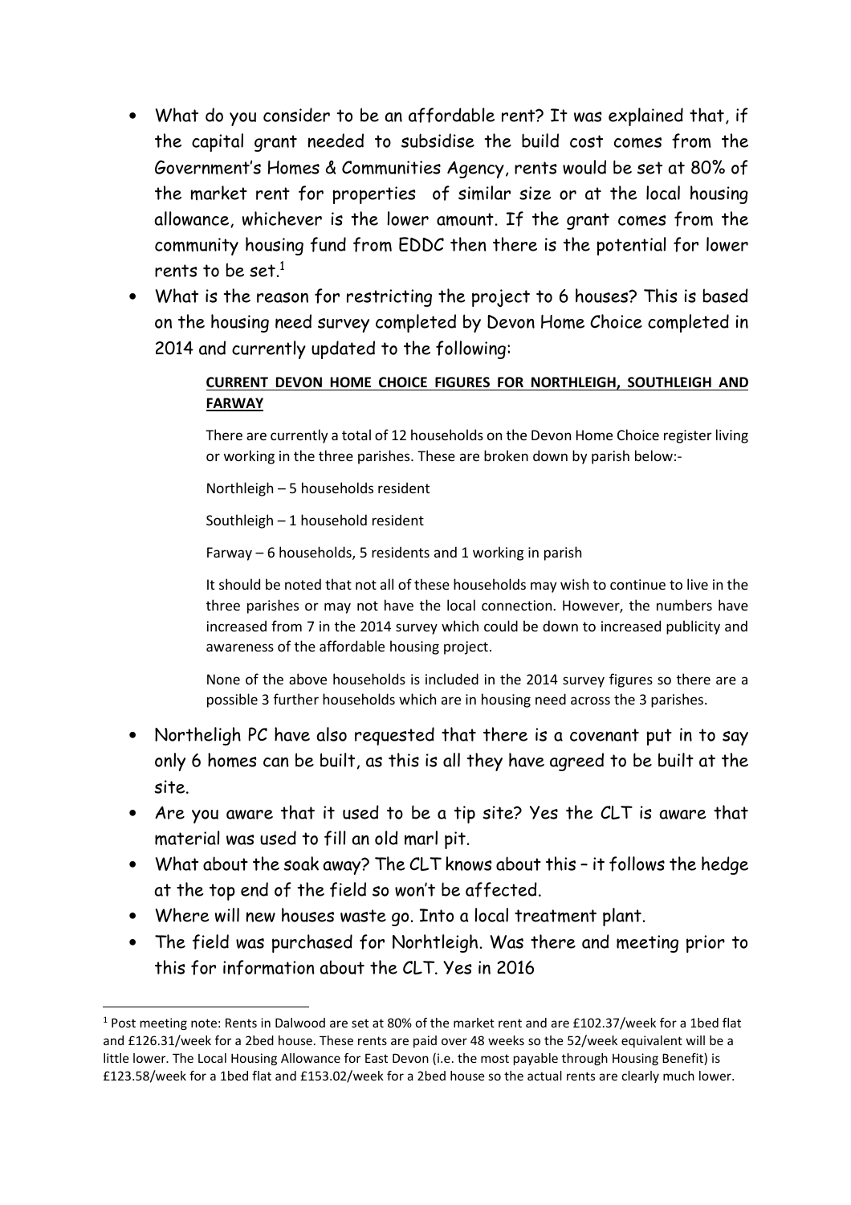- What do you consider to be an affordable rent? It was explained that, if the capital grant needed to subsidise the build cost comes from the Government's Homes & Communities Agency, rents would be set at 80% of the market rent for properties of similar size or at the local housing allowance, whichever is the lower amount. If the grant comes from the community housing fund from EDDC then there is the potential for lower rents to be set.[1]
- What is the reason for restricting the project to 6 houses? This is based on the housing need survey completed by Devon Home Choice completed in 2014 and currently updated to the following:

> **CURRENT DEVON HOME CHOICE FIGURES FOR NORTHLEIGH, SOUTHLEIGH AND FARWAY**
>
> There are currently a total of 12 households on the Devon Home Choice register living or working in the three parishes. These are broken down by parish below:-
>
> Northleigh – 5 households resident
>
> Southleigh – 1 household resident
>
> Farway – 6 households, 5 residents and 1 working in parish
>
> It should be noted that not all of these households may wish to continue to live in the three parishes or may not have the local connection. However, the numbers have increased from 7 in the 2014 survey which could be down to increased publicity and awareness of the affordable housing project.
>
> None of the above households is included in the 2014 survey figures so there are a possible 3 further households which are in housing need across the 3 parishes.

- Northeligh PC have also requested that there is a covenant put in to say only 6 homes can be built, as this is all they have agreed to be built at the site.
- Are you aware that it used to be a tip site? Yes the CLT is aware that material was used to fill an old marl pit.
- What about the soak away? The CLT knows about this – it follows the hedge at the top end of the field so won't be affected.
- Where will new houses waste go. Into a local treatment plant.
- The field was purchased for Norhtleigh. Was there and meeting prior to this for information about the CLT. Yes in 2016

[1] Post meeting note: Rents in Dalwood are set at 80% of the market rent and are £102.37/week for a 1bed flat and £126.31/week for a 2bed house. These rents are paid over 48 weeks so the 52/week equivalent will be a little lower. The Local Housing Allowance for East Devon (i.e. the most payable through Housing Benefit) is £123.58/week for a 1bed flat and £153.02/week for a 2bed house so the actual rents are clearly much lower.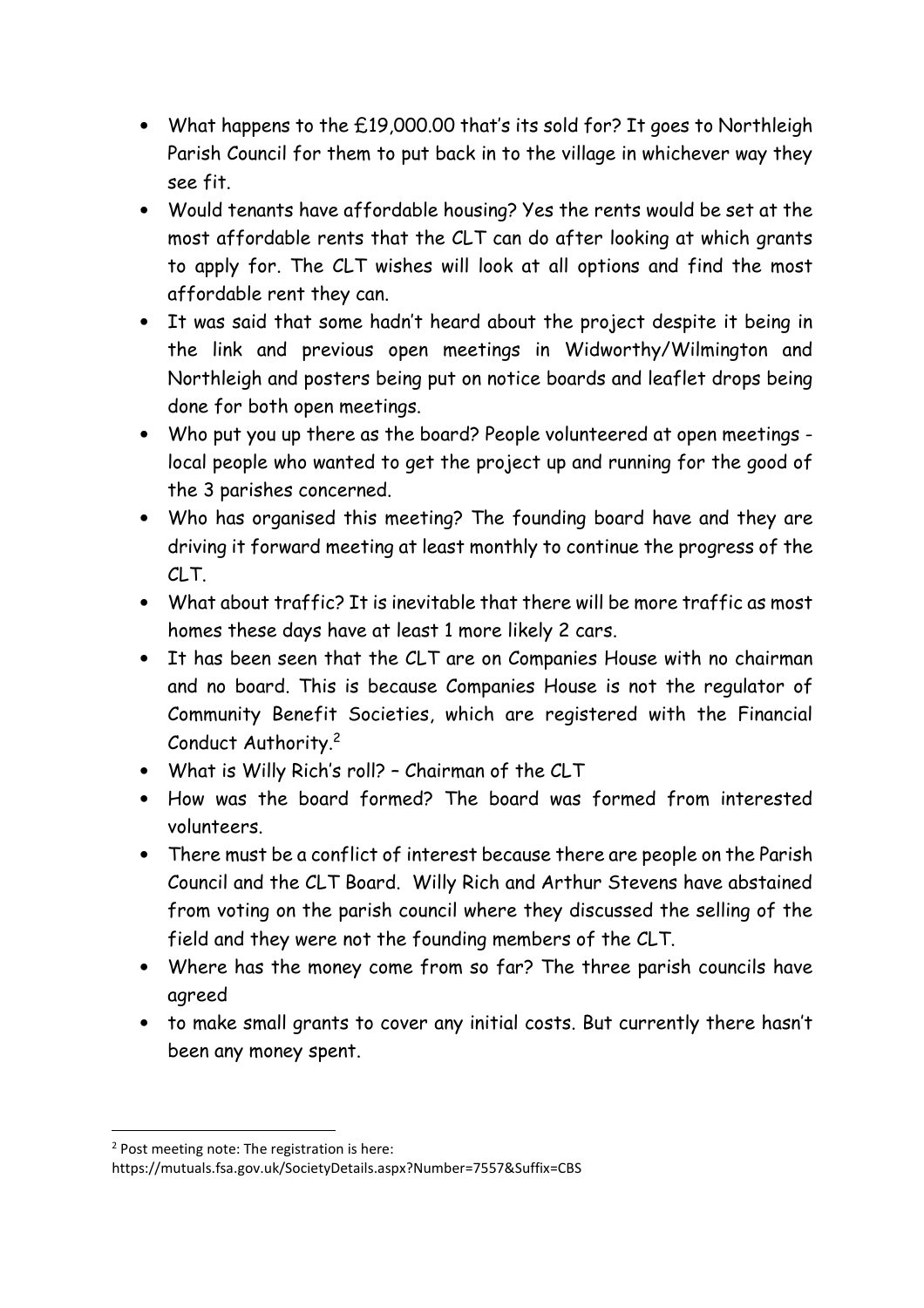- What happens to the £19,000.00 that's its sold for? It goes to Northleigh Parish Council for them to put back in to the village in whichever way they see fit.
- Would tenants have affordable housing? Yes the rents would be set at the most affordable rents that the CLT can do after looking at which grants to apply for. The CLT wishes will look at all options and find the most affordable rent they can.
- It was said that some hadn't heard about the project despite it being in the link and previous open meetings in Widworthy/Wilmington and Northleigh and posters being put on notice boards and leaflet drops being done for both open meetings.
- Who put you up there as the board? People volunteered at open meetings - local people who wanted to get the project up and running for the good of the 3 parishes concerned.
- Who has organised this meeting? The founding board have and they are driving it forward meeting at least monthly to continue the progress of the CLT.
- What about traffic? It is inevitable that there will be more traffic as most homes these days have at least 1 more likely 2 cars.
- It has been seen that the CLT are on Companies House with no chairman and no board. This is because Companies House is not the regulator of Community Benefit Societies, which are registered with the Financial Conduct Authority.[2]
- What is Willy Rich's roll? – Chairman of the CLT
- How was the board formed? The board was formed from interested volunteers.
- There must be a conflict of interest because there are people on the Parish Council and the CLT Board. Willy Rich and Arthur Stevens have abstained from voting on the parish council where they discussed the selling of the field and they were not the founding members of the CLT.
- Where has the money come from so far? The three parish councils have agreed
- to make small grants to cover any initial costs. But currently there hasn't been any money spent.

---

[2] Post meeting note: The registration is here: https://mutuals.fsa.gov.uk/SocietyDetails.aspx?Number=7557&Suffix=CBS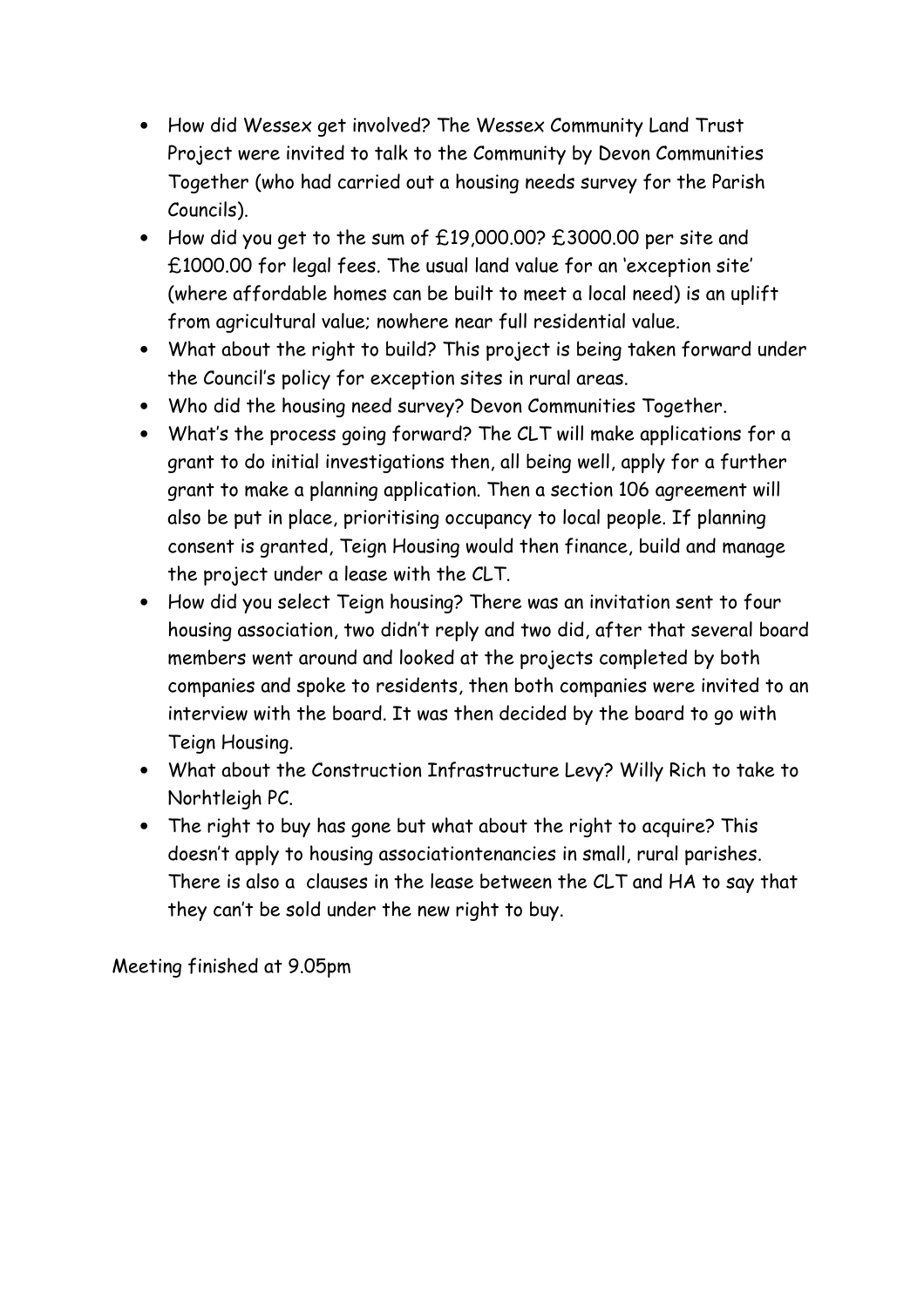- How did Wessex get involved? The Wessex Community Land Trust Project were invited to talk to the Community by Devon Communities Together (who had carried out a housing needs survey for the Parish Councils).
- How did you get to the sum of £19,000.00? £3000.00 per site and £1000.00 for legal fees. The usual land value for an 'exception site' (where affordable homes can be built to meet a local need) is an uplift from agricultural value; nowhere near full residential value.
- What about the right to build? This project is being taken forward under the Council's policy for exception sites in rural areas.
- Who did the housing need survey? Devon Communities Together.
- What's the process going forward? The CLT will make applications for a grant to do initial investigations then, all being well, apply for a further grant to make a planning application. Then a section 106 agreement will also be put in place, prioritising occupancy to local people. If planning consent is granted, Teign Housing would then finance, build and manage the project under a lease with the CLT.
- How did you select Teign housing? There was an invitation sent to four housing association, two didn't reply and two did, after that several board members went around and looked at the projects completed by both companies and spoke to residents, then both companies were invited to an interview with the board. It was then decided by the board to go with Teign Housing.
- What about the Construction Infrastructure Levy? Willy Rich to take to Norhtleigh PC.
- The right to buy has gone but what about the right to acquire? This doesn't apply to housing associationtenancies in small, rural parishes. There is also a clauses in the lease between the CLT and HA to say that they can't be sold under the new right to buy.

Meeting finished at 9.05pm